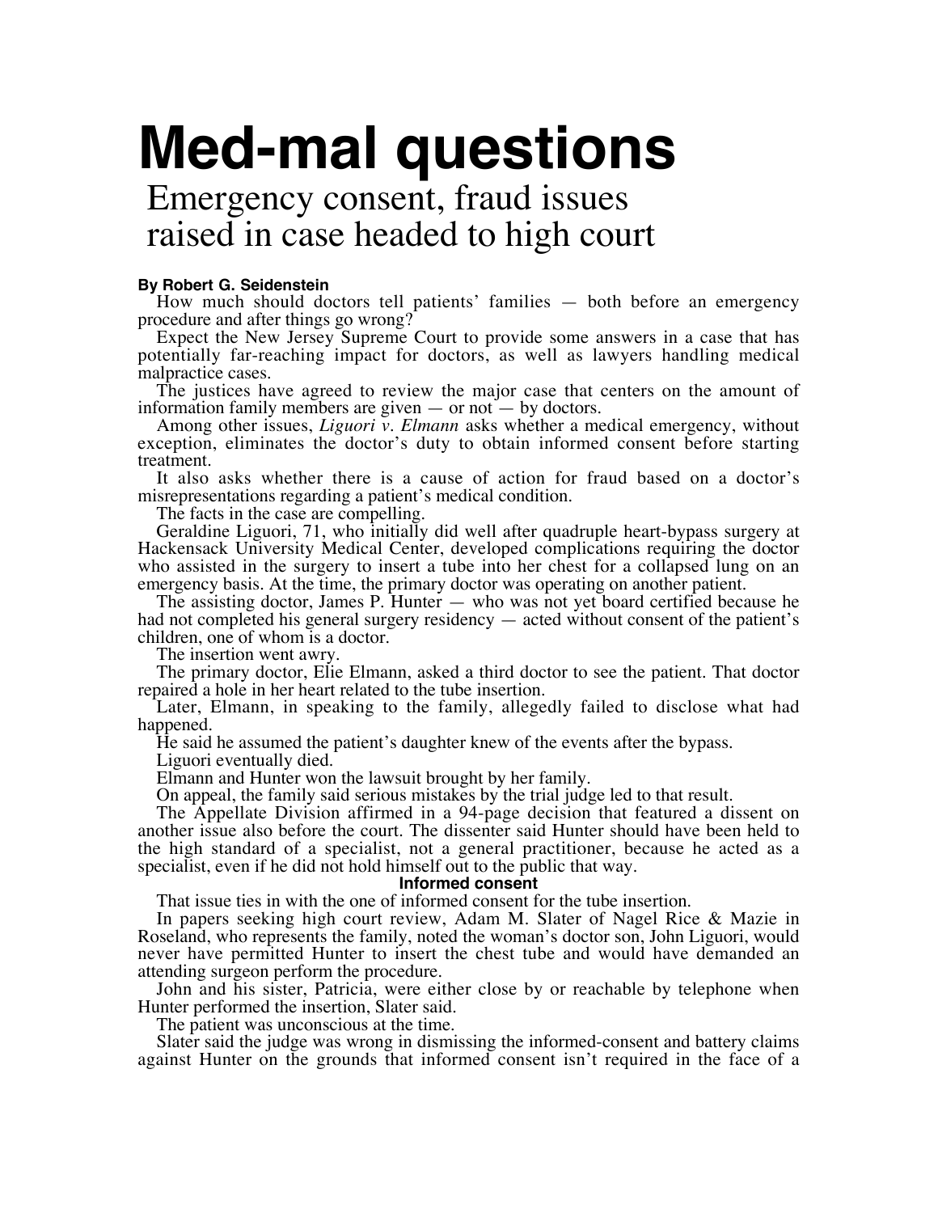# Med-mal questions

## Emergency consent, fraud issues raised in case headed to high court

**By Robert G. Seidenstein**

How much should doctors tell patients' families — both before an emergency procedure and after things go wrong?

Expect the New Jersey Supreme Court to provide some answers in a case that has potentially far-reaching impact for doctors, as well as lawyers handling medical malpractice cases.

The justices have agreed to review the major case that centers on the amount of information family members are given — or not — by doctors.

Among other issues, *Liguori v. Elmann* asks whether a medical emergency, without exception, eliminates the doctor's duty to obtain informed consent before starting treatment.

It also asks whether there is a cause of action for fraud based on a doctor's misrepresentations regarding a patient's medical condition.

The facts in the case are compelling.

Geraldine Liguori, 71, who initially did well after quadruple heart-bypass surgery at Hackensack University Medical Center, developed complications requiring the doctor who assisted in the surgery to insert a tube into her chest for a collapsed lung on an emergency basis. At the time, the primary doctor was operating on another patient.

The assisting doctor, James P. Hunter — who was not yet board certified because he had not completed his general surgery residency — acted without consent of the patient's children, one of whom is a doctor.

The insertion went awry.

The primary doctor, Elie Elmann, asked a third doctor to see the patient. That doctor repaired a hole in her heart related to the tube insertion.

Later, Elmann, in speaking to the family, allegedly failed to disclose what had happened.

He said he assumed the patient's daughter knew of the events after the bypass.

Liguori eventually died.

Elmann and Hunter won the lawsuit brought by her family.

On appeal, the family said serious mistakes by the trial judge led to that result.

The Appellate Division affirmed in a 94-page decision that featured a dissent on another issue also before the court. The dissenter said Hunter should have been held to the high standard of a specialist, not a general practitioner, because he acted as a specialist, even if he did not hold himself out to the public that way.

### Informed consent

That issue ties in with the one of informed consent for the tube insertion.

In papers seeking high court review, Adam M. Slater of Nagel Rice & Mazie in Roseland, who represents the family, noted the woman's doctor son, John Liguori, would never have permitted Hunter to insert the chest tube and would have demanded an attending surgeon perform the procedure.

John and his sister, Patricia, were either close by or reachable by telephone when Hunter performed the insertion, Slater said.

The patient was unconscious at the time.

Slater said the judge was wrong in dismissing the informed-consent and battery claims against Hunter on the grounds that informed consent isn't required in the face of a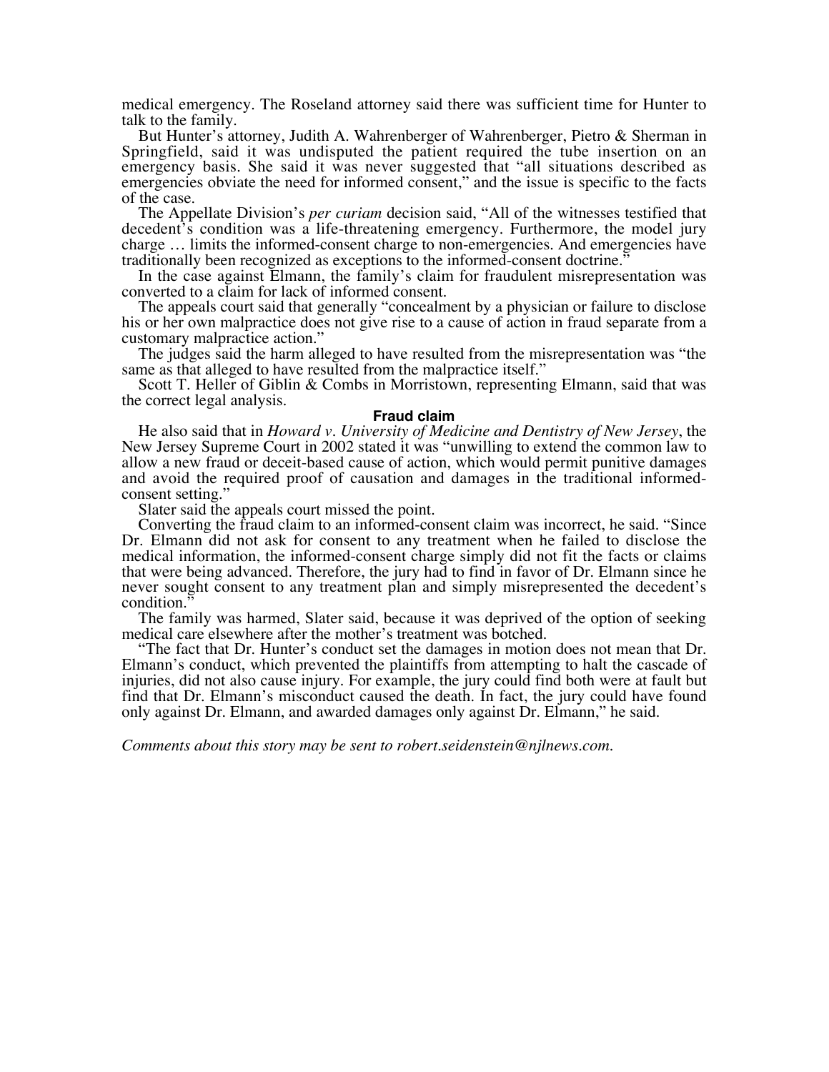medical emergency. The Roseland attorney said there was sufficient time for Hunter to talk to the family.

But Hunter's attorney, Judith A. Wahrenberger of Wahrenberger, Pietro & Sherman in Springfield, said it was undisputed the patient required the tube insertion on an emergency basis. She said it was never suggested that "all situations described as emergencies obviate the need for informed consent," and the issue is specific to the facts of the case.

The Appellate Division's *per curiam* decision said, "All of the witnesses testified that decedent's condition was a life-threatening emergency. Furthermore, the model jury charge … limits the informed-consent charge to non-emergencies. And emergencies have traditionally been recognized as exceptions to the informed-consent doctrine."

In the case against Elmann, the family's claim for fraudulent misrepresentation was converted to a claim for lack of informed consent.

The appeals court said that generally "concealment by a physician or failure to disclose his or her own malpractice does not give rise to a cause of action in fraud separate from a customary malpractice action."

The judges said the harm alleged to have resulted from the misrepresentation was "the same as that alleged to have resulted from the malpractice itself."

Scott T. Heller of Giblin & Combs in Morristown, representing Elmann, said that was the correct legal analysis.

**Fraud claim**

He also said that in *Howard v. University of Medicine and Dentistry of New Jersey*, the New Jersey Supreme Court in 2002 stated it was "unwilling to extend the common law to allow a new fraud or deceit-based cause of action, which would permit punitive damages and avoid the required proof of causation and damages in the traditional informed-consent setting."

Slater said the appeals court missed the point.

Converting the fraud claim to an informed-consent claim was incorrect, he said. "Since Dr. Elmann did not ask for consent to any treatment when he failed to disclose the medical information, the informed-consent charge simply did not fit the facts or claims that were being advanced. Therefore, the jury had to find in favor of Dr. Elmann since he never sought consent to any treatment plan and simply misrepresented the decedent's condition."

The family was harmed, Slater said, because it was deprived of the option of seeking medical care elsewhere after the mother's treatment was botched.

"The fact that Dr. Hunter's conduct set the damages in motion does not mean that Dr. Elmann's conduct, which prevented the plaintiffs from attempting to halt the cascade of injuries, did not also cause injury. For example, the jury could find both were at fault but find that Dr. Elmann's misconduct caused the death. In fact, the jury could have found only against Dr. Elmann, and awarded damages only against Dr. Elmann," he said.

*Comments about this story may be sent to robert.seidenstein@njlnews.com.*